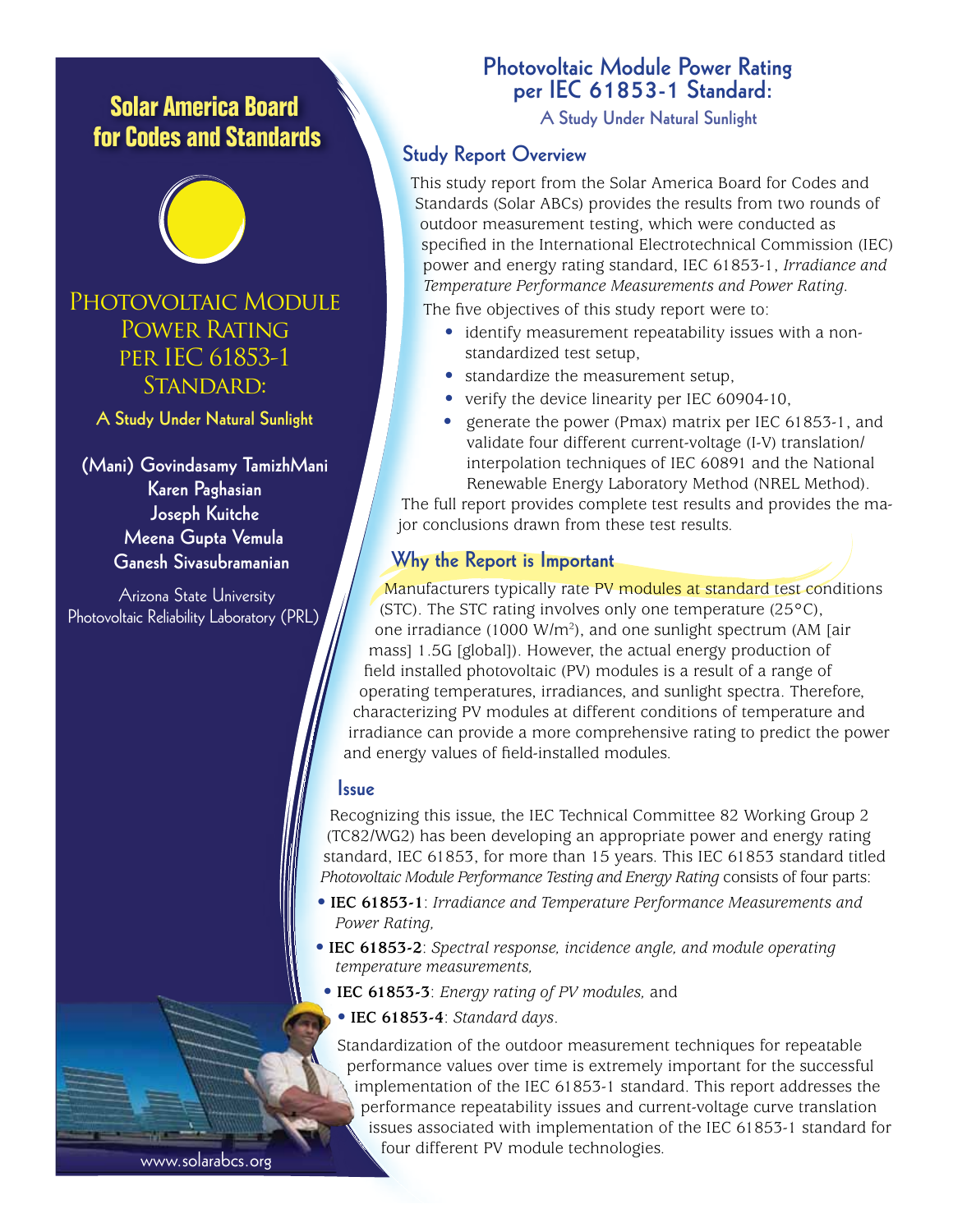# Solar America Board for Codes and Standards

## Photovoltaic Module Power Rating per IEC 61853-1 Standard:

**A Study Under Natural Sunlight**

**(Mani) Govindasamy TamizhMani**
**Karen Paghasian**
**Joseph Kuitche**
**Meena Gupta Vemula**
**Ganesh Sivasubramanian**

Arizona State University
Photovoltaic Reliability Laboratory (PRL)

www.solarabcs.org

# Photovoltaic Module Power Rating per IEC 61853-1 Standard:

**A Study Under Natural Sunlight**

## Study Report Overview

This study report from the Solar America Board for Codes and Standards (Solar ABCs) provides the results from two rounds of outdoor measurement testing, which were conducted as specified in the International Electrotechnical Commission (IEC) power and energy rating standard, IEC 61853-1, *Irradiance and Temperature Performance Measurements and Power Rating*.

The five objectives of this study report were to:

- identify measurement repeatability issues with a non-standardized test setup,
- standardize the measurement setup,
- verify the device linearity per IEC 60904-10,
- generate the power (Pmax) matrix per IEC 61853-1, and validate four different current-voltage (I-V) translation/interpolation techniques of IEC 60891 and the National Renewable Energy Laboratory Method (NREL Method).

The full report provides complete test results and provides the major conclusions drawn from these test results.

## Why the Report is Important

Manufacturers typically rate PV modules at standard test conditions (STC). The STC rating involves only one temperature (25°C), one irradiance (1000 W/m$^2$), and one sunlight spectrum (AM [air mass] 1.5G [global]). However, the actual energy production of field installed photovoltaic (PV) modules is a result of a range of operating temperatures, irradiances, and sunlight spectra. Therefore, characterizing PV modules at different conditions of temperature and irradiance can provide a more comprehensive rating to predict the power and energy values of field-installed modules.

## Issue

Recognizing this issue, the IEC Technical Committee 82 Working Group 2 (TC82/WG2) has been developing an appropriate power and energy rating standard, IEC 61853, for more than 15 years. This IEC 61853 standard titled *Photovoltaic Module Performance Testing and Energy Rating* consists of four parts:

- **IEC 61853-1**: *Irradiance and Temperature Performance Measurements and Power Rating,*
- **IEC 61853-2**: *Spectral response, incidence angle, and module operating temperature measurements,*
- **IEC 61853-3**: *Energy rating of PV modules,* and
- **IEC 61853-4**: *Standard days*.

Standardization of the outdoor measurement techniques for repeatable performance values over time is extremely important for the successful implementation of the IEC 61853-1 standard. This report addresses the performance repeatability issues and current-voltage curve translation issues associated with implementation of the IEC 61853-1 standard for four different PV module technologies.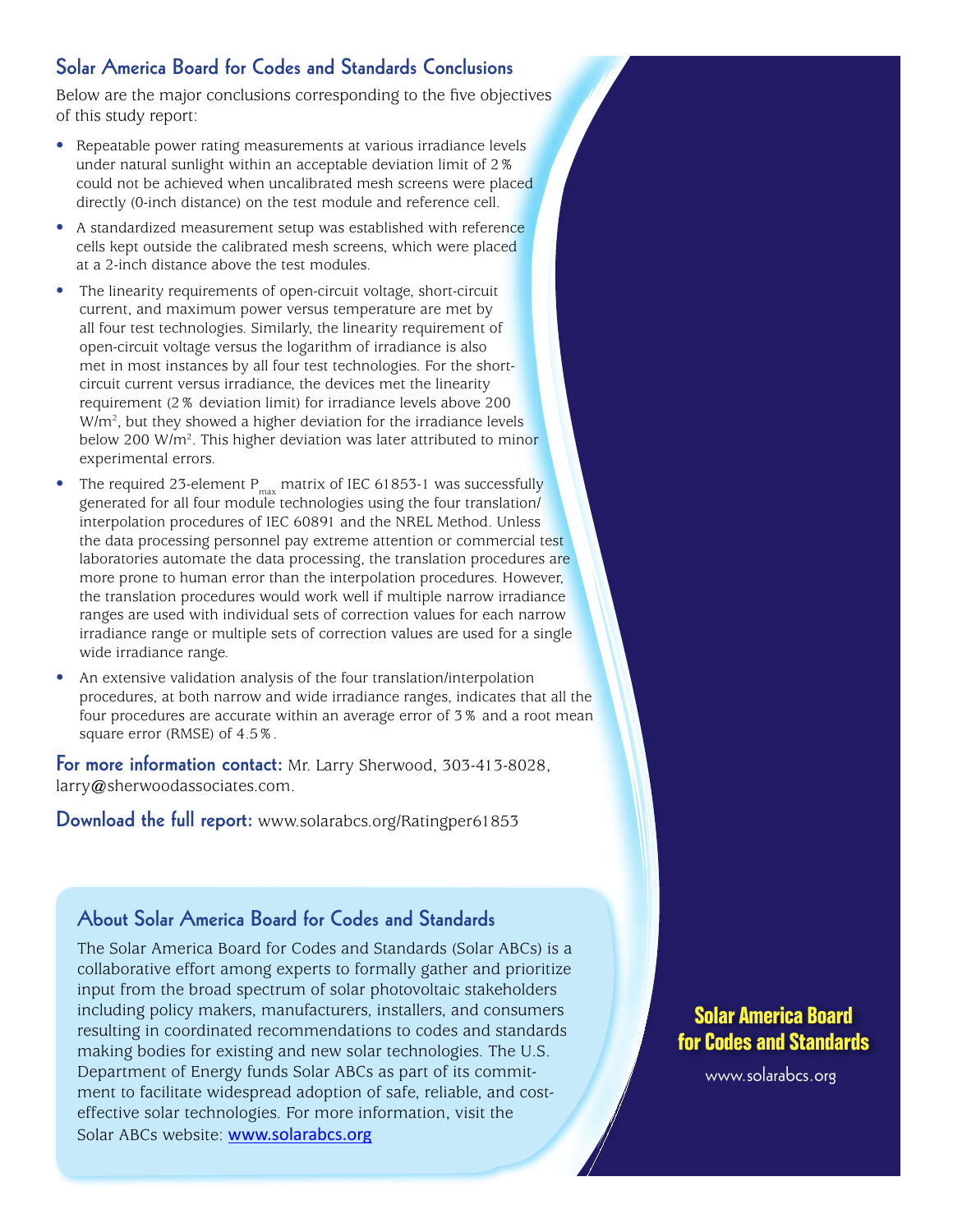## Solar America Board for Codes and Standards Conclusions

Below are the major conclusions corresponding to the five objectives of this study report:

- Repeatable power rating measurements at various irradiance levels under natural sunlight within an acceptable deviation limit of 2% could not be achieved when uncalibrated mesh screens were placed directly (0-inch distance) on the test module and reference cell.
- A standardized measurement setup was established with reference cells kept outside the calibrated mesh screens, which were placed at a 2-inch distance above the test modules.
- The linearity requirements of open-circuit voltage, short-circuit current, and maximum power versus temperature are met by all four test technologies. Similarly, the linearity requirement of open-circuit voltage versus the logarithm of irradiance is also met in most instances by all four test technologies. For the short-circuit current versus irradiance, the devices met the linearity requirement (2% deviation limit) for irradiance levels above 200 $W/m^2$, but they showed a higher deviation for the irradiance levels below 200 $W/m^2$. This higher deviation was later attributed to minor experimental errors.
- The required 23-element $P_{max}$ matrix of IEC 61853-1 was successfully generated for all four module technologies using the four translation/interpolation procedures of IEC 60891 and the NREL Method. Unless the data processing personnel pay extreme attention or commercial test laboratories automate the data processing, the translation procedures are more prone to human error than the interpolation procedures. However, the translation procedures would work well if multiple narrow irradiance ranges are used with individual sets of correction values for each narrow irradiance range or multiple sets of correction values are used for a single wide irradiance range.
- An extensive validation analysis of the four translation/interpolation procedures, at both narrow and wide irradiance ranges, indicates that all the four procedures are accurate within an average error of 3% and a root mean square error (RMSE) of 4.5%.

**For more information contact:** Mr. Larry Sherwood, 303-413-8028, larry@sherwoodassociates.com.

**Download the full report:** www.solarabcs.org/Ratingper61853

## About Solar America Board for Codes and Standards

The Solar America Board for Codes and Standards (Solar ABCs) is a collaborative effort among experts to formally gather and prioritize input from the broad spectrum of solar photovoltaic stakeholders including policy makers, manufacturers, installers, and consumers resulting in coordinated recommendations to codes and standards making bodies for existing and new solar technologies. The U.S. Department of Energy funds Solar ABCs as part of its commitment to facilitate widespread adoption of safe, reliable, and cost-effective solar technologies. For more information, visit the Solar ABCs website: www.solarabcs.org

**Solar America Board for Codes and Standards**

www.solarabcs.org